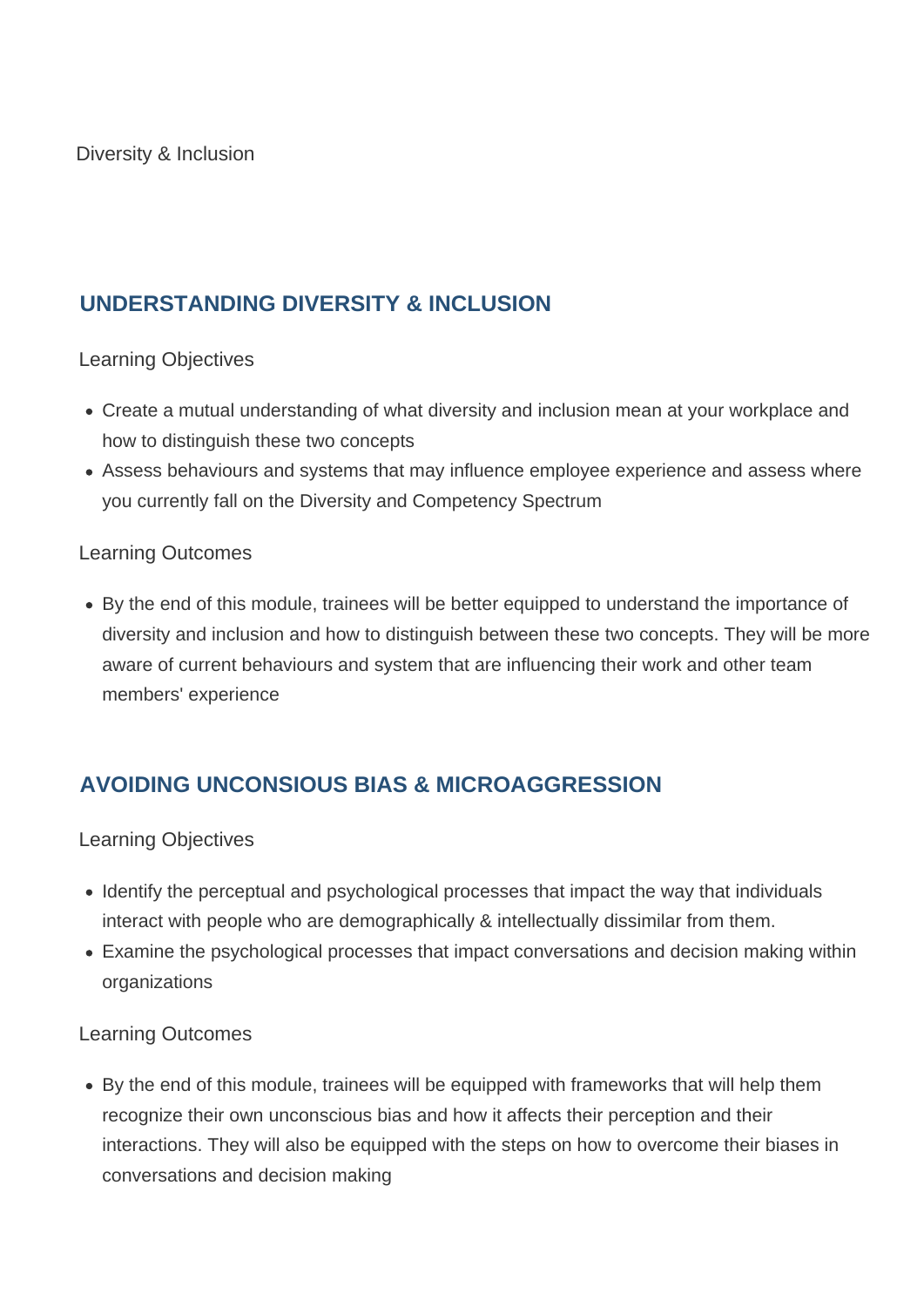Diversity & Inclusion

## UNDERSTANDING DIVERSITY & INCLUSION

Learning Objectives

- Create a mutual understanding of what diversity and inclusion mean at your workplace and how to distinguish these two concepts
- Assess behaviours and systems that may influence employee experience and assess where you currently fall on the Diversity and Competency Spectrum

Learning Outcomes

- By the end of this module, trainees will be better equipped to understand the importance of diversity and inclusion and how to distinguish between these two concepts. They will be more aware of current behaviours and system that are influencing their work and other team members' experience

## AVOIDING UNCONSIOUS BIAS & MICROAGGRESSION

Learning Objectives

- Identify the perceptual and psychological processes that impact the way that individuals interact with people who are demographically & intellectually dissimilar from them.
- Examine the psychological processes that impact conversations and decision making within organizations

Learning Outcomes

- By the end of this module, trainees will be equipped with frameworks that will help them recognize their own unconscious bias and how it affects their perception and their interactions. They will also be equipped with the steps on how to overcome their biases in conversations and decision making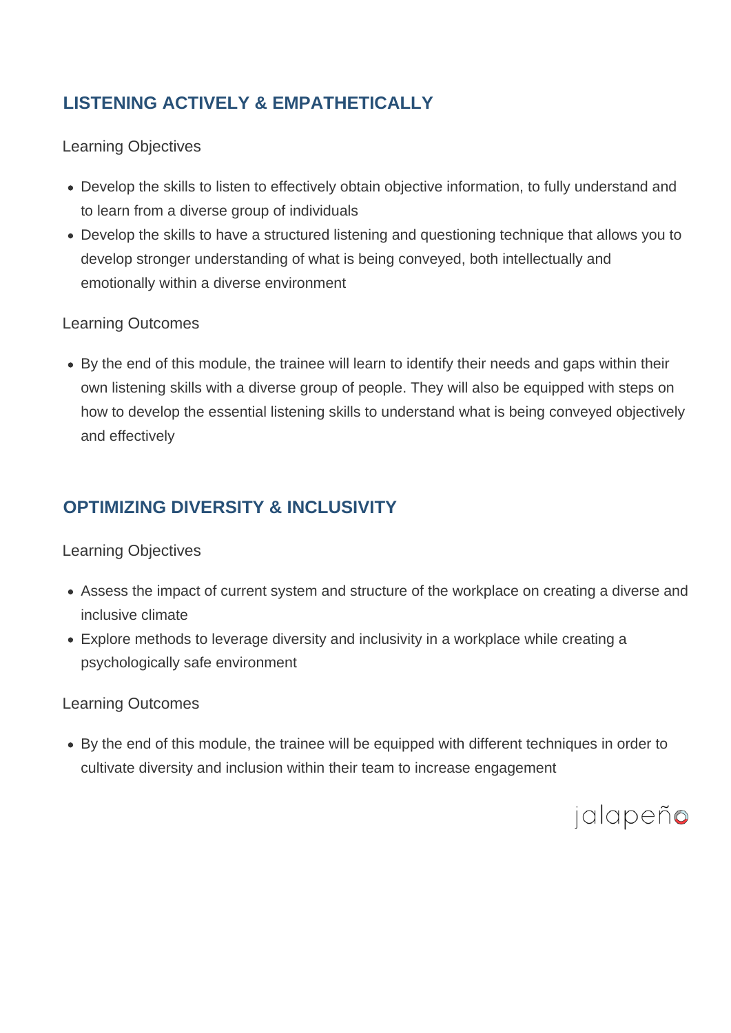## LISTENING ACTIVELY & EMPATHETICALLY

Learning Objectives

- Develop the skills to listen to effectively obtain objective information, to fully understand and to learn from a diverse group of individuals
- Develop the skills to have a structured listening and questioning technique that allows you to develop stronger understanding of what is being conveyed, both intellectually and emotionally within a diverse environment

Learning Outcomes

- By the end of this module, the trainee will learn to identify their needs and gaps within their own listening skills with a diverse group of people. They will also be equipped with steps on how to develop the essential listening skills to understand what is being conveyed objectively and effectively

## OPTIMIZING DIVERSITY & INCLUSIVITY

Learning Objectives

- Assess the impact of current system and structure of the workplace on creating a diverse and inclusive climate
- Explore methods to leverage diversity and inclusivity in a workplace while creating a psychologically safe environment

Learning Outcomes

- By the end of this module, the trainee will be equipped with different techniques in order to cultivate diversity and inclusion within their team to increase engagement

jalapeño